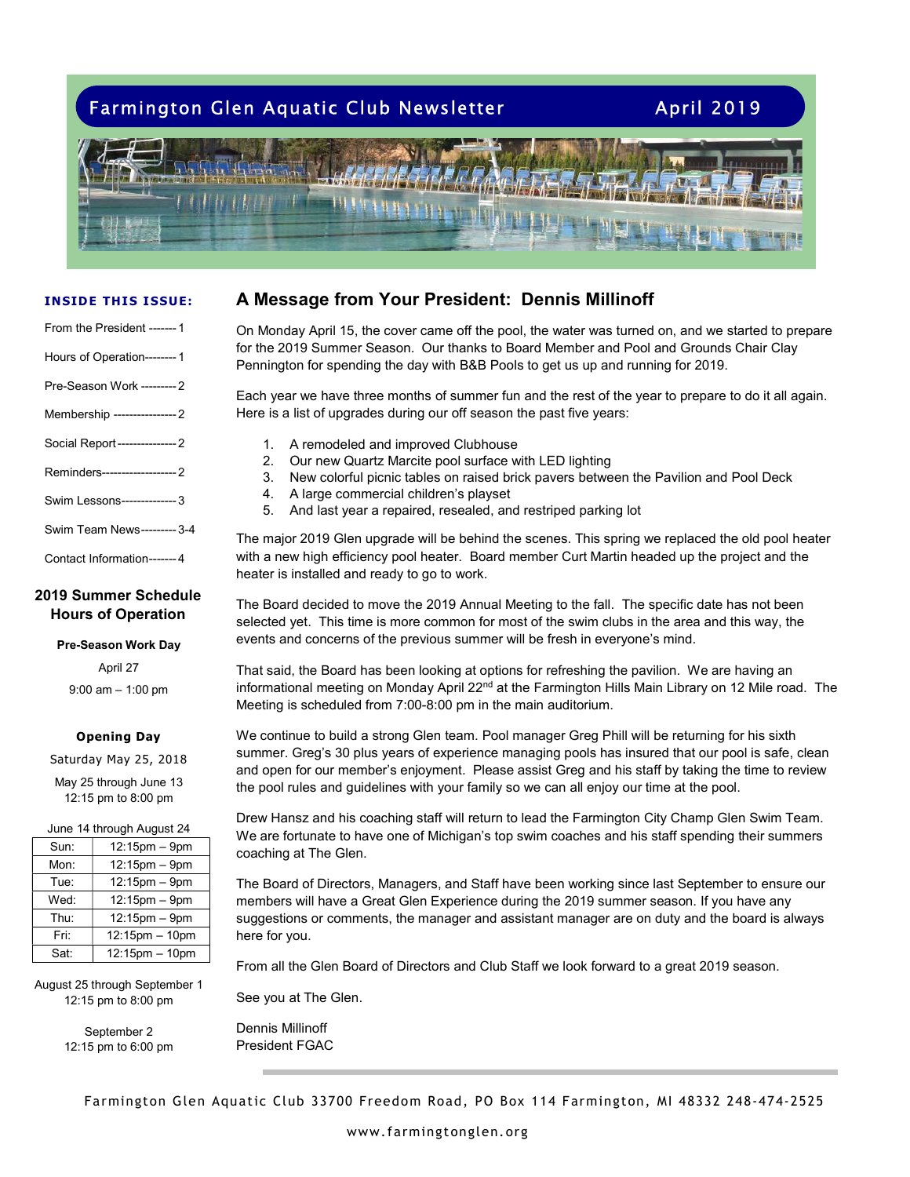# Farmington Glen Aquatic Club Newsletter

April 2019

**INSIDE THIS ISSUE:**

- From the President ------- 1
- Hours of Operation-------- 1
- Pre-Season Work --------- 2
- Membership ---------------- 2
- Social Report--------------- 2
- Reminders------------------- 2
- Swim Lessons-------------- 3
- Swim Team News--------- 3-4
- Contact Information------- 4

## 2019 Summer Schedule Hours of Operation

**Pre-Season Work Day**

April 27

9:00 am – 1:00 pm

**Opening Day**

Saturday May 25, 2018

May 25 through June 13
12:15 pm to 8:00 pm

June 14 through August 24

| | |
|---|---|
| Sun: | 12:15pm – 9pm |
| Mon: | 12:15pm – 9pm |
| Tue: | 12:15pm – 9pm |
| Wed: | 12:15pm – 9pm |
| Thu: | 12:15pm – 9pm |
| Fri: | 12:15pm – 10pm |
| Sat: | 12:15pm – 10pm |

August 25 through September 1
12:15 pm to 8:00 pm

September 2
12:15 pm to 6:00 pm

## A Message from Your President: Dennis Millinoff

On Monday April 15, the cover came off the pool, the water was turned on, and we started to prepare for the 2019 Summer Season. Our thanks to Board Member and Pool and Grounds Chair Clay Pennington for spending the day with B&B Pools to get us up and running for 2019.

Each year we have three months of summer fun and the rest of the year to prepare to do it all again. Here is a list of upgrades during our off season the past five years:

1. A remodeled and improved Clubhouse
2. Our new Quartz Marcite pool surface with LED lighting
3. New colorful picnic tables on raised brick pavers between the Pavilion and Pool Deck
4. A large commercial children's playset
5. And last year a repaired, resealed, and restriped parking lot

The major 2019 Glen upgrade will be behind the scenes. This spring we replaced the old pool heater with a new high efficiency pool heater. Board member Curt Martin headed up the project and the heater is installed and ready to go to work.

The Board decided to move the 2019 Annual Meeting to the fall. The specific date has not been selected yet. This time is more common for most of the swim clubs in the area and this way, the events and concerns of the previous summer will be fresh in everyone's mind.

That said, the Board has been looking at options for refreshing the pavilion. We are having an informational meeting on Monday April 22nd at the Farmington Hills Main Library on 12 Mile road. The Meeting is scheduled from 7:00-8:00 pm in the main auditorium.

We continue to build a strong Glen team. Pool manager Greg Phill will be returning for his sixth summer. Greg's 30 plus years of experience managing pools has insured that our pool is safe, clean and open for our member's enjoyment. Please assist Greg and his staff by taking the time to review the pool rules and guidelines with your family so we can all enjoy our time at the pool.

Drew Hansz and his coaching staff will return to lead the Farmington City Champ Glen Swim Team. We are fortunate to have one of Michigan's top swim coaches and his staff spending their summers coaching at The Glen.

The Board of Directors, Managers, and Staff have been working since last September to ensure our members will have a Great Glen Experience during the 2019 summer season. If you have any suggestions or comments, the manager and assistant manager are on duty and the board is always here for you.

From all the Glen Board of Directors and Club Staff we look forward to a great 2019 season.

See you at The Glen.

Dennis Millinoff
President FGAC

Farmington Glen Aquatic Club 33700 Freedom Road, PO Box 114 Farmington, MI 48332 248-474-2525

www.farmingtonglen.org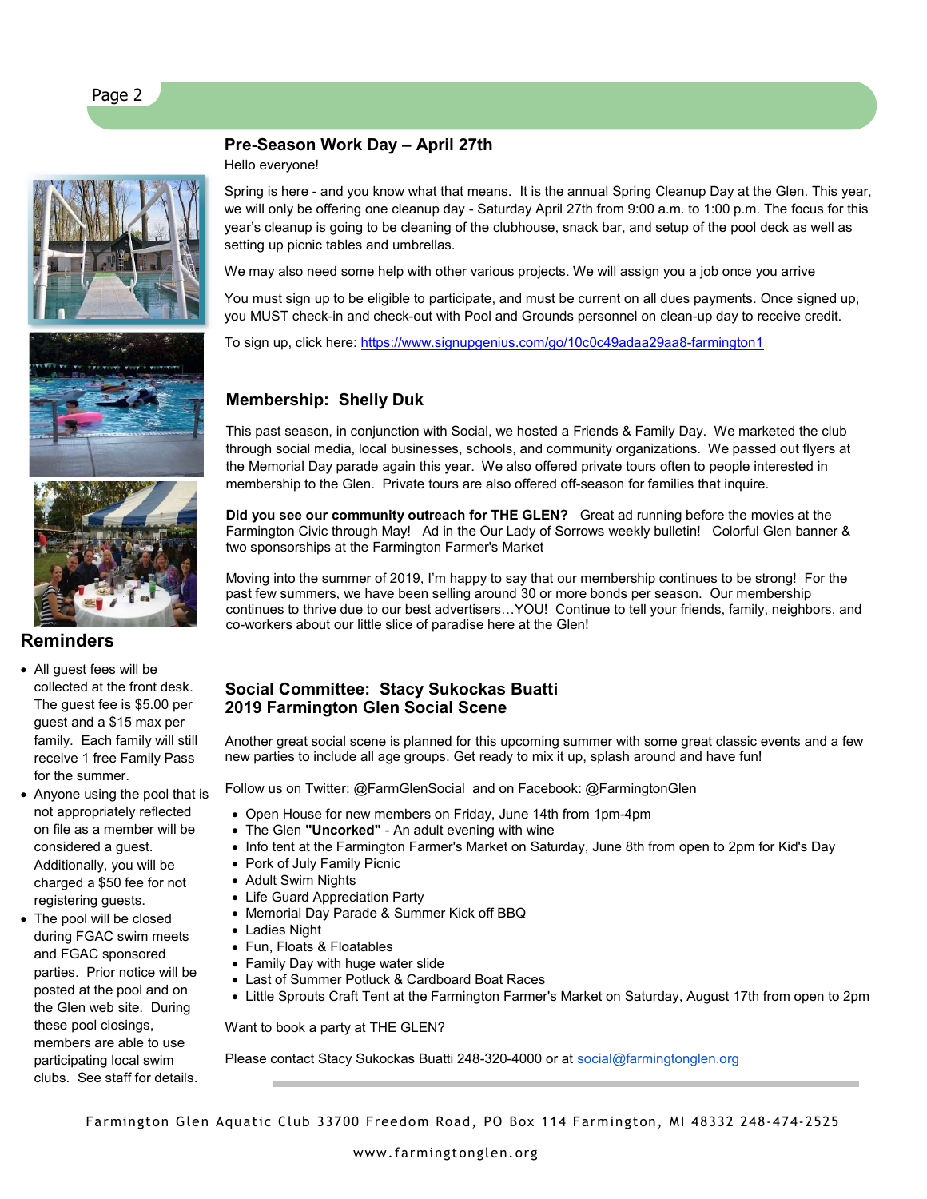## Pre-Season Work Day – April 27th

Hello everyone!

Spring is here - and you know what that means. It is the annual Spring Cleanup Day at the Glen. This year, we will only be offering one cleanup day - Saturday April 27th from 9:00 a.m. to 1:00 p.m. The focus for this year's cleanup is going to be cleaning of the clubhouse, snack bar, and setup of the pool deck as well as setting up picnic tables and umbrellas.

We may also need some help with other various projects. We will assign you a job once you arrive

You must sign up to be eligible to participate, and must be current on all dues payments. Once signed up, you MUST check-in and check-out with Pool and Grounds personnel on clean-up day to receive credit.

To sign up, click here: https://www.signupgenius.com/go/10c0c49adaa29aa8-farmington1

## Membership: Shelly Duk

This past season, in conjunction with Social, we hosted a Friends & Family Day. We marketed the club through social media, local businesses, schools, and community organizations. We passed out flyers at the Memorial Day parade again this year. We also offered private tours often to people interested in membership to the Glen. Private tours are also offered off-season for families that inquire.

**Did you see our community outreach for THE GLEN?** Great ad running before the movies at the Farmington Civic through May! Ad in the Our Lady of Sorrows weekly bulletin! Colorful Glen banner & two sponsorships at the Farmington Farmer's Market

Moving into the summer of 2019, I'm happy to say that our membership continues to be strong! For the past few summers, we have been selling around 30 or more bonds per season. Our membership continues to thrive due to our best advertisers…YOU! Continue to tell your friends, family, neighbors, and co-workers about our little slice of paradise here at the Glen!

## Social Committee: Stacy Sukockas Buatti
## 2019 Farmington Glen Social Scene

Another great social scene is planned for this upcoming summer with some great classic events and a few new parties to include all age groups. Get ready to mix it up, splash around and have fun!

Follow us on Twitter: @FarmGlenSocial and on Facebook: @FarmingtonGlen

- Open House for new members on Friday, June 14th from 1pm-4pm
- The Glen **"Uncorked"** - An adult evening with wine
- Info tent at the Farmington Farmer's Market on Saturday, June 8th from open to 2pm for Kid's Day
- Pork of July Family Picnic
- Adult Swim Nights
- Life Guard Appreciation Party
- Memorial Day Parade & Summer Kick off BBQ
- Ladies Night
- Fun, Floats & Floatables
- Family Day with huge water slide
- Last of Summer Potluck & Cardboard Boat Races
- Little Sprouts Craft Tent at the Farmington Farmer's Market on Saturday, August 17th from open to 2pm

Want to book a party at THE GLEN?

Please contact Stacy Sukockas Buatti 248-320-4000 or at social@farmingtonglen.org

## Reminders

- All guest fees will be collected at the front desk. The guest fee is $5.00 per guest and a $15 max per family. Each family will still receive 1 free Family Pass for the summer.
- Anyone using the pool that is not appropriately reflected on file as a member will be considered a guest. Additionally, you will be charged a $50 fee for not registering guests.
- The pool will be closed during FGAC swim meets and FGAC sponsored parties. Prior notice will be posted at the pool and on the Glen web site. During these pool closings, members are able to use participating local swim clubs. See staff for details.

Farmington Glen Aquatic Club 33700 Freedom Road, PO Box 114 Farmington, MI 48332 248-474-2525

www.farmingtonglen.org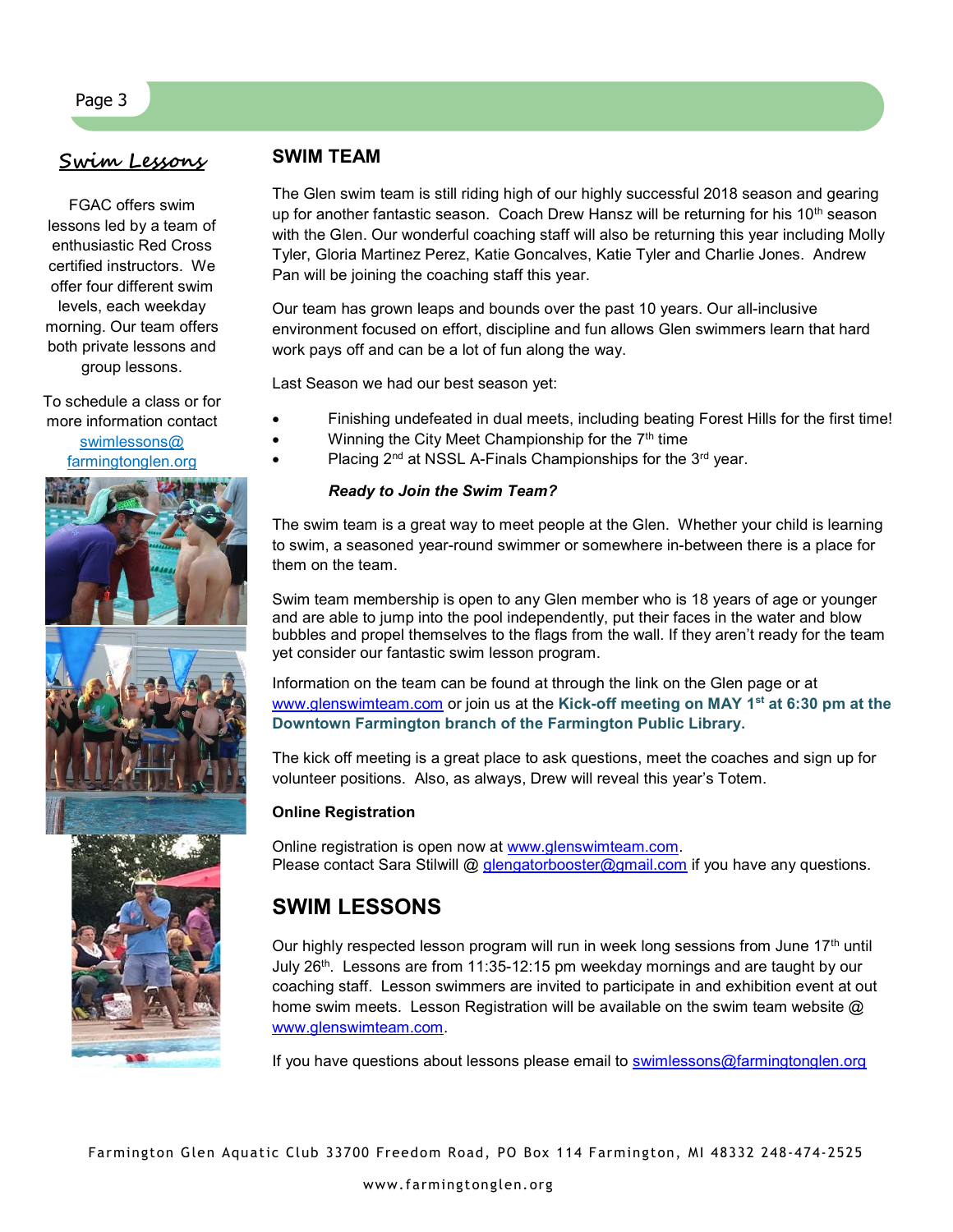## Swim Lessons

FGAC offers swim lessons led by a team of enthusiastic Red Cross certified instructors. We offer four different swim levels, each weekday morning. Our team offers both private lessons and group lessons.

To schedule a class or for more information contact swimlessons@farmingtonglen.org

## SWIM TEAM

The Glen swim team is still riding high of our highly successful 2018 season and gearing up for another fantastic season. Coach Drew Hansz will be returning for his 10th season with the Glen. Our wonderful coaching staff will also be returning this year including Molly Tyler, Gloria Martinez Perez, Katie Goncalves, Katie Tyler and Charlie Jones. Andrew Pan will be joining the coaching staff this year.

Our team has grown leaps and bounds over the past 10 years. Our all-inclusive environment focused on effort, discipline and fun allows Glen swimmers learn that hard work pays off and can be a lot of fun along the way.

Last Season we had our best season yet:

- Finishing undefeated in dual meets, including beating Forest Hills for the first time!
- Winning the City Meet Championship for the 7th time
- Placing 2nd at NSSL A-Finals Championships for the 3rd year.

***Ready to Join the Swim Team?***

The swim team is a great way to meet people at the Glen. Whether your child is learning to swim, a seasoned year-round swimmer or somewhere in-between there is a place for them on the team.

Swim team membership is open to any Glen member who is 18 years of age or younger and are able to jump into the pool independently, put their faces in the water and blow bubbles and propel themselves to the flags from the wall. If they aren't ready for the team yet consider our fantastic swim lesson program.

Information on the team can be found at through the link on the Glen page or at www.glenswimteam.com or join us at the **Kick-off meeting on MAY 1st at 6:30 pm at the Downtown Farmington branch of the Farmington Public Library.**

The kick off meeting is a great place to ask questions, meet the coaches and sign up for volunteer positions. Also, as always, Drew will reveal this year's Totem.

**Online Registration**

Online registration is open now at www.glenswimteam.com.
Please contact Sara Stilwill @ glengatorbooster@gmail.com if you have any questions.

## SWIM LESSONS

Our highly respected lesson program will run in week long sessions from June 17th until July 26th. Lessons are from 11:35-12:15 pm weekday mornings and are taught by our coaching staff. Lesson swimmers are invited to participate in and exhibition event at out home swim meets. Lesson Registration will be available on the swim team website @ www.glenswimteam.com.

If you have questions about lessons please email to swimlessons@farmingtonglen.org

Farmington Glen Aquatic Club 33700 Freedom Road, PO Box 114 Farmington, MI 48332 248-474-2525

www.farmingtonglen.org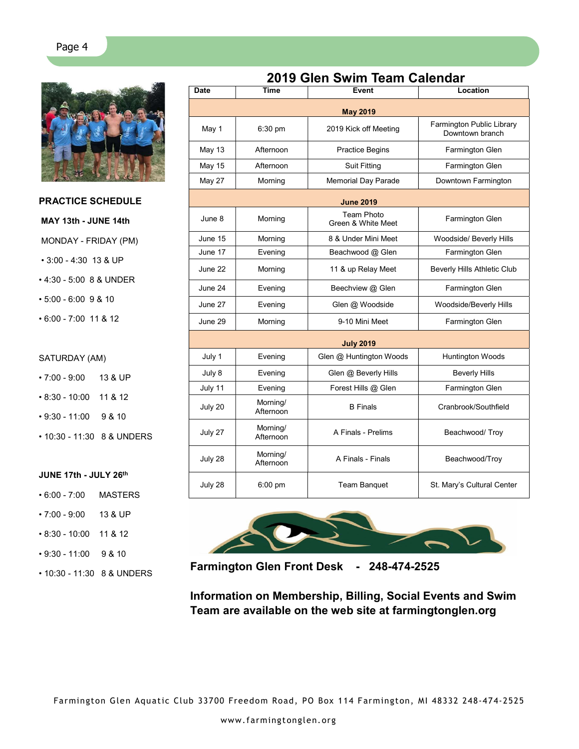## PRACTICE SCHEDULE

**MAY 13th - JUNE 14th**

MONDAY - FRIDAY (PM)

- 3:00 - 4:30 13 & UP
- 4:30 - 5:00 8 & UNDER
- 5:00 - 6:00 9 & 10
- 6:00 - 7:00 11 & 12

SATURDAY (AM)

- 7:00 - 9:00 13 & UP
- 8:30 - 10:00 11 & 12
- 9:30 - 11:00 9 & 10
- 10:30 - 11:30 8 & UNDERS

**JUNE 17th - JULY 26th**

- 6:00 - 7:00 MASTERS
- 7:00 - 9:00 13 & UP
- 8:30 - 10:00 11 & 12
- 9:30 - 11:00 9 & 10
- 10:30 - 11:30 8 & UNDERS

## 2019 Glen Swim Team Calendar

| Date | Time | Event | Location |
|---|---|---|---|
| **May 2019** | | | |
| May 1 | 6:30 pm | 2019 Kick off Meeting | Farmington Public Library Downtown branch |
| May 13 | Afternoon | Practice Begins | Farmington Glen |
| May 15 | Afternoon | Suit Fitting | Farmington Glen |
| May 27 | Morning | Memorial Day Parade | Downtown Farmington |
| **June 2019** | | | |
| June 8 | Morning | Team Photo Green & White Meet | Farmington Glen |
| June 15 | Morning | 8 & Under Mini Meet | Woodside/ Beverly Hills |
| June 17 | Evening | Beachwood @ Glen | Farmington Glen |
| June 22 | Morning | 11 & up Relay Meet | Beverly Hills Athletic Club |
| June 24 | Evening | Beechview @ Glen | Farmington Glen |
| June 27 | Evening | Glen @ Woodside | Woodside/Beverly Hills |
| June 29 | Morning | 9-10 Mini Meet | Farmington Glen |
| **July 2019** | | | |
| July 1 | Evening | Glen @ Huntington Woods | Huntington Woods |
| July 8 | Evening | Glen @ Beverly Hills | Beverly Hills |
| July 11 | Evening | Forest Hills @ Glen | Farmington Glen |
| July 20 | Morning/ Afternoon | B Finals | Cranbrook/Southfield |
| July 27 | Morning/ Afternoon | A Finals - Prelims | Beachwood/ Troy |
| July 28 | Morning/ Afternoon | A Finals - Finals | Beachwood/Troy |
| July 28 | 6:00 pm | Team Banquet | St. Mary's Cultural Center |

**Farmington Glen Front Desk - 248-474-2525**

**Information on Membership, Billing, Social Events and Swim Team are available on the web site at farmingtonglen.org**

Farmington Glen Aquatic Club 33700 Freedom Road, PO Box 114 Farmington, MI 48332 248-474-2525

www.farmingtonglen.org